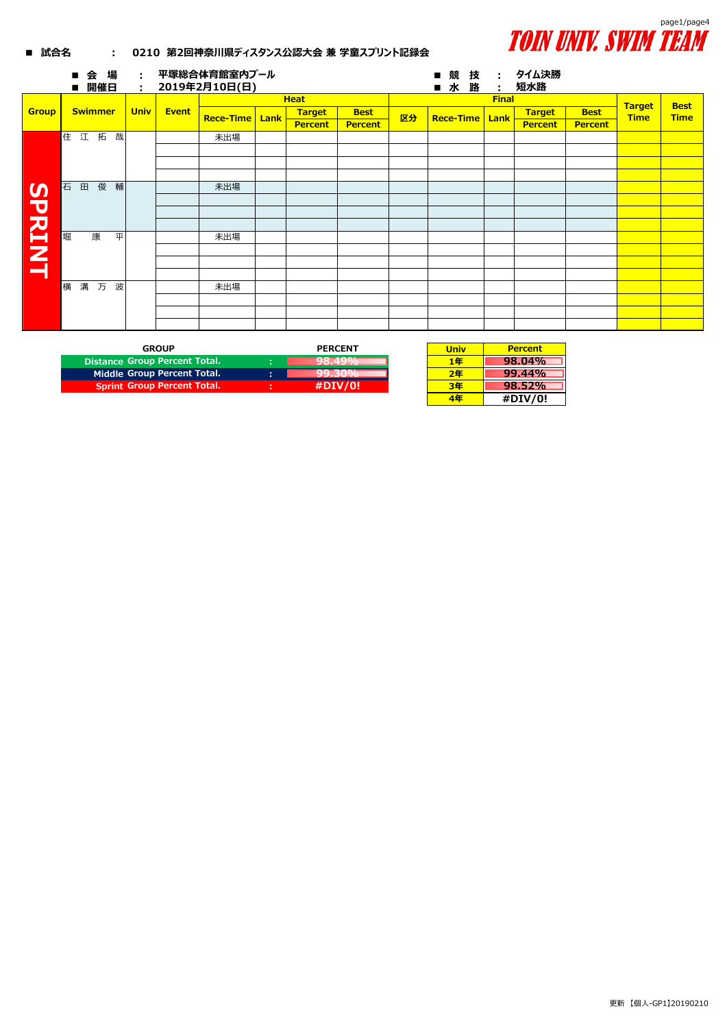TOIN UNIV. SWIM TEAM

■ 試合名　：　0210 第2回神奈川県ディスタンス公認大会 兼 学童スプリント記録会

■ 会　場　：　平塚総合体育館室内プール

■ 開催日　：　2019年2月10日(日)

■ 競　技　：　タイム決勝

■ 水　路　：　短水路

| Group | Swimmer | Univ | Event | Heat | | | | Final | | | | | Target Time | Best Time |
|---|---|---|---|---|---|---|---|---|---|---|---|---|---|---|
| | | | | Rece-Time | Lank | Target Percent | Best Percent | 区分 | Rece-Time | Lank | Target Percent | Best Percent | | |
| SPRINT | 住 江 拓 哉 | | | 未出場 | | | | | | | | | | |
| | | | | | | | | | | | | | | |
| | | | | | | | | | | | | | | |
| | | | | | | | | | | | | | | |
| | 石 田 俊 輔 | | | 未出場 | | | | | | | | | | |
| | | | | | | | | | | | | | | |
| | | | | | | | | | | | | | | |
| | | | | | | | | | | | | | | |
| | 堀 康 平 | | | 未出場 | | | | | | | | | | |
| | | | | | | | | | | | | | | |
| | | | | | | | | | | | | | | |
| | | | | | | | | | | | | | | |
| | 横 溝 万 波 | | | 未出場 | | | | | | | | | | |
| | | | | | | | | | | | | | | |
| | | | | | | | | | | | | | | |
| | | | | | | | | | | | | | | |

| GROUP | | PERCENT |
|---|---|---|
| Distance Group Percent Total. | : | 98.49% |
| Middle Group Percent Total. | : | 99.30% |
| Sprint Group Percent Total. | : | #DIV/0! |

| Univ | Percent |
|---|---|
| 1年 | 98.04% |
| 2年 | 99.44% |
| 3年 | 98.52% |
| 4年 | #DIV/0! |

更新 【個人-GP1】20190210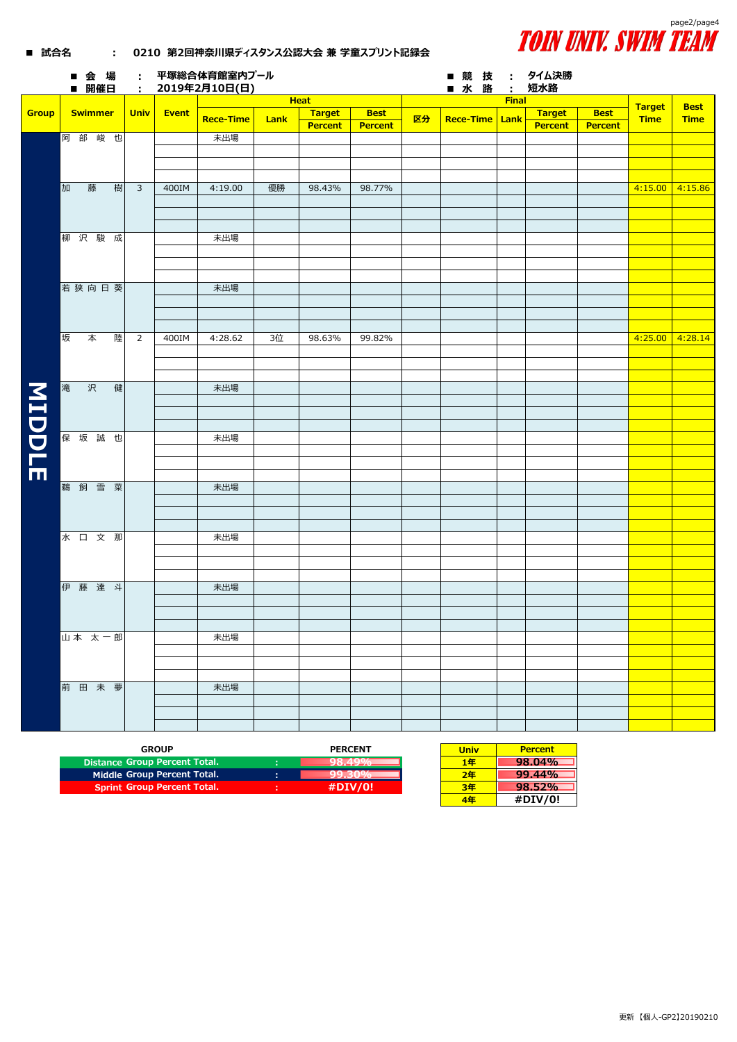**TOIN UNIV. SWIM TEAM**

■ 試合名　：　0210 第2回神奈川県ディスタンス公認大会 兼 学童スプリント記録会

■ 会 場　：　平塚総合体育館室内プール
■ 開催日　：　2019年2月10日(日)

■ 競 技　：　タイム決勝
■ 水 路　：　短水路

| Group | Swimmer | Univ | Event | Heat | | | | Final | | | | | Target Time | Best Time |
|---|---|---|---|---|---|---|---|---|---|---|---|---|---|---|
| | | | | Rece-Time | Lank | Target Percent | Best Percent | 区分 | Rece-Time | Lank | Target Percent | Best Percent | | |
| MIDDLE | 阿 部 峻 也 | | | 未出場 | | | | | | | | | | |
| | 加 藤 樹 | 3 | 400IM | 4:19.00 | 優勝 | 98.43% | 98.77% | | | | | | 4:15.00 | 4:15.86 |
| | 柳 沢 駿 成 | | | 未出場 | | | | | | | | | | |
| | 若 狭 向 日 葵 | | | 未出場 | | | | | | | | | | |
| | 坂 本 陸 | 2 | 400IM | 4:28.62 | 3位 | 98.63% | 99.82% | | | | | | 4:25.00 | 4:28.14 |
| | 滝 沢 健 | | | 未出場 | | | | | | | | | | |
| | 保 坂 誠 也 | | | 未出場 | | | | | | | | | | |
| | 鵜 飼 雪 菜 | | | 未出場 | | | | | | | | | | |
| | 水 口 文 那 | | | 未出場 | | | | | | | | | | |
| | 伊 藤 達 斗 | | | 未出場 | | | | | | | | | | |
| | 山 本 太 一 郎 | | | 未出場 | | | | | | | | | | |
| | 前 田 未 夢 | | | 未出場 | | | | | | | | | | |

| GROUP | | PERCENT |
|---|---|---|
| Distance Group Percent Total. | : | 98.49% |
| Middle Group Percent Total. | : | 99.30% |
| Sprint Group Percent Total. | : | #DIV/0! |

| Univ | Percent |
|---|---|
| 1年 | 98.04% |
| 2年 | 99.44% |
| 3年 | 98.52% |
| 4年 | #DIV/0! |

更新【個人-GP2】20190210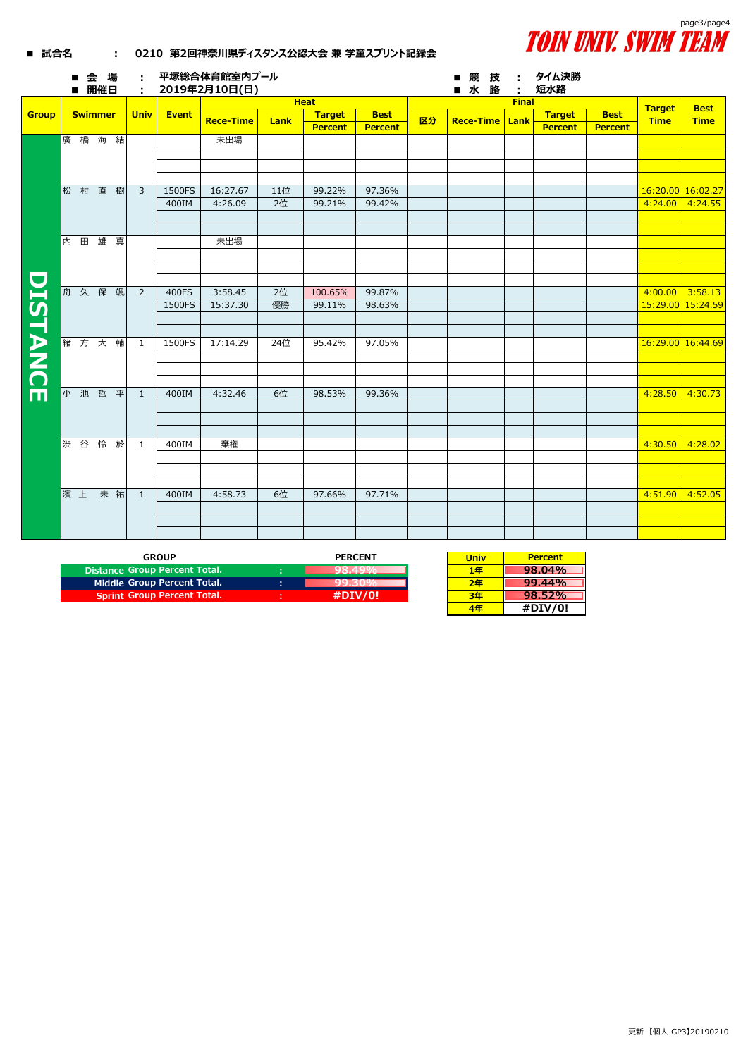TOIN UNIV. SWIM TEAM

■ 試合名　：　0210 第2回神奈川県ディスタンス公認大会 兼 学童スプリント記録会

■ 会　場　：　平塚総合体育館室内プール
■ 開催日　：　2019年2月10日(日)

■ 競　技　：　タイム決勝
■ 水　路　：　短水路

| Group | Swimmer | Univ | Event | Heat | | | | Final | | | | | Target Time | Best Time |
|---|---|---|---|---|---|---|---|---|---|---|---|---|---|---|
| | | | | Rece-Time | Lank | Target Percent | Best Percent | 区分 | Rece-Time | Lank | Target Percent | Best Percent | | |
| DISTANCE | 廣橋海結 | | | 未出場 | | | | | | | | | | |
| | 松村直樹 | 3 | 1500FS | 16:27.67 | 11位 | 99.22% | 97.36% | | | | | | 16:20.00 | 16:02.27 |
| | | | 400IM | 4:26.09 | 2位 | 99.21% | 99.42% | | | | | | 4:24.00 | 4:24.55 |
| | 内田雄真 | | | 未出場 | | | | | | | | | | |
| | 舟久保颯 | 2 | 400FS | 3:58.45 | 2位 | 100.65% | 99.87% | | | | | | 4:00.00 | 3:58.13 |
| | | | 1500FS | 15:37.30 | 優勝 | 99.11% | 98.63% | | | | | | 15:29.00 | 15:24.59 |
| | 緒方大輔 | 1 | 1500FS | 17:14.29 | 24位 | 95.42% | 97.05% | | | | | | 16:29.00 | 16:44.69 |
| | 小池哲平 | 1 | 400IM | 4:32.46 | 6位 | 98.53% | 99.36% | | | | | | 4:28.50 | 4:30.73 |
| | 渋谷怜於 | 1 | 400IM | 棄権 | | | | | | | | | 4:30.50 | 4:28.02 |
| | 濱上未祐 | 1 | 400IM | 4:58.73 | 6位 | 97.66% | 97.71% | | | | | | 4:51.90 | 4:52.05 |

| GROUP | | PERCENT |
|---|---|---|
| Distance Group Percent Total. | : | 98.49% |
| Middle Group Percent Total. | : | 99.30% |
| Sprint Group Percent Total. | : | #DIV/0! |

| Univ | Percent |
|---|---|
| 1年 | 98.04% |
| 2年 | 99.44% |
| 3年 | 98.52% |
| 4年 | #DIV/0! |

更新【個人-GP3】20190210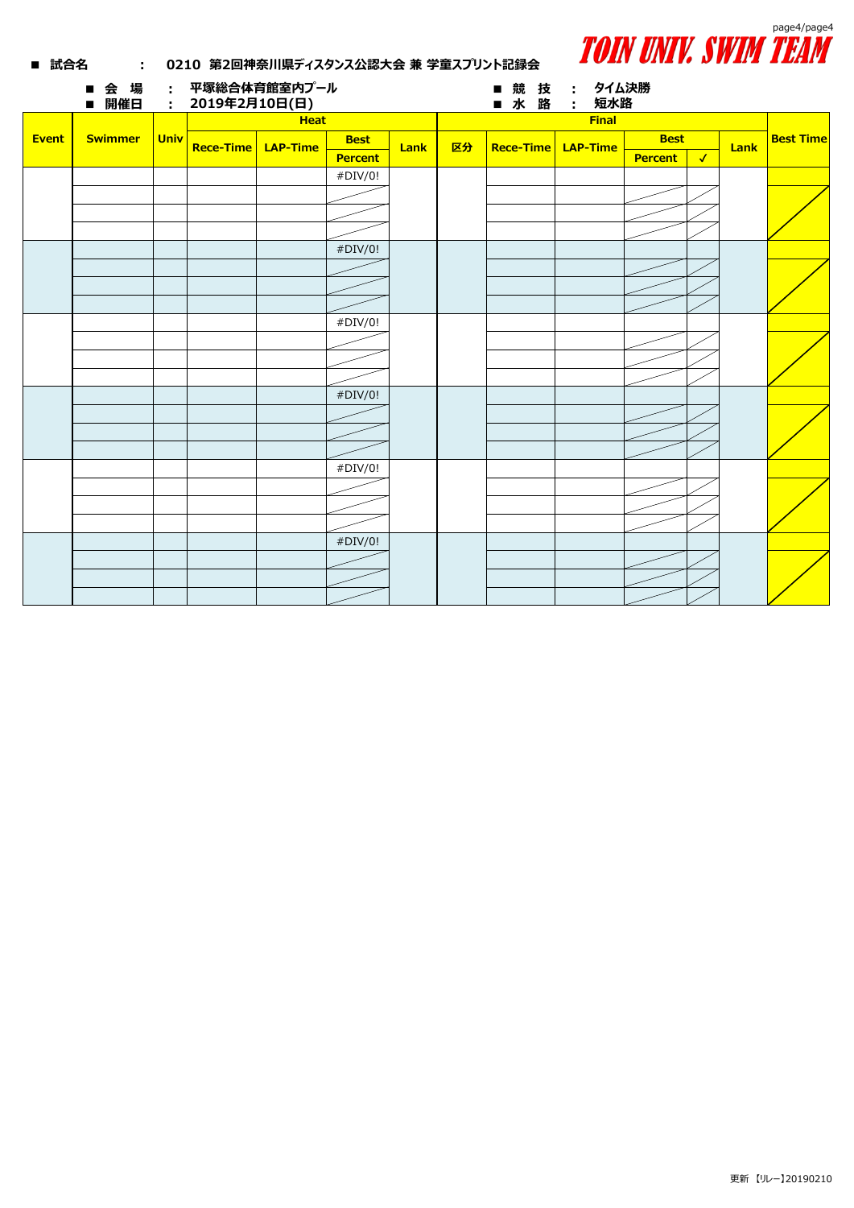■ 試合名　：　0210 第2回神奈川県ディスタンス公認大会 兼 学童スプリント記録会

TOIN UNIV. SWIM TEAM

■ 会 場　：　平塚総合体育館室内プール　　■ 競 技　：　タイム決勝

■ 開催日　：　2019年2月10日(日)　　■ 水 路　：　短水路

| Event | Swimmer | Univ | Heat | | | | Final | | | | | | Best Time |
|---|---|---|---|---|---|---|---|---|---|---|---|---|---|
| | | | Rece-Time | LAP-Time | Best Percent | Lank | 区分 | Rece-Time | LAP-Time | Best Percent | ✓ | Lank | |
| | | | | | #DIV/0! | | | | | | | | |
| | | | | | | | | | | | | | |
| | | | | | | | | | | | | | |
| | | | | | | | | | | | | | |
| | | | | | #DIV/0! | | | | | | | | |
| | | | | | | | | | | | | | |
| | | | | | | | | | | | | | |
| | | | | | | | | | | | | | |
| | | | | | #DIV/0! | | | | | | | | |
| | | | | | | | | | | | | | |
| | | | | | | | | | | | | | |
| | | | | | | | | | | | | | |
| | | | | | #DIV/0! | | | | | | | | |
| | | | | | | | | | | | | | |
| | | | | | | | | | | | | | |
| | | | | | | | | | | | | | |
| | | | | | #DIV/0! | | | | | | | | |
| | | | | | | | | | | | | | |
| | | | | | | | | | | | | | |
| | | | | | | | | | | | | | |
| | | | | | #DIV/0! | | | | | | | | |
| | | | | | | | | | | | | | |
| | | | | | | | | | | | | | |
| | | | | | | | | | | | | | |

更新 【リレー】20190210